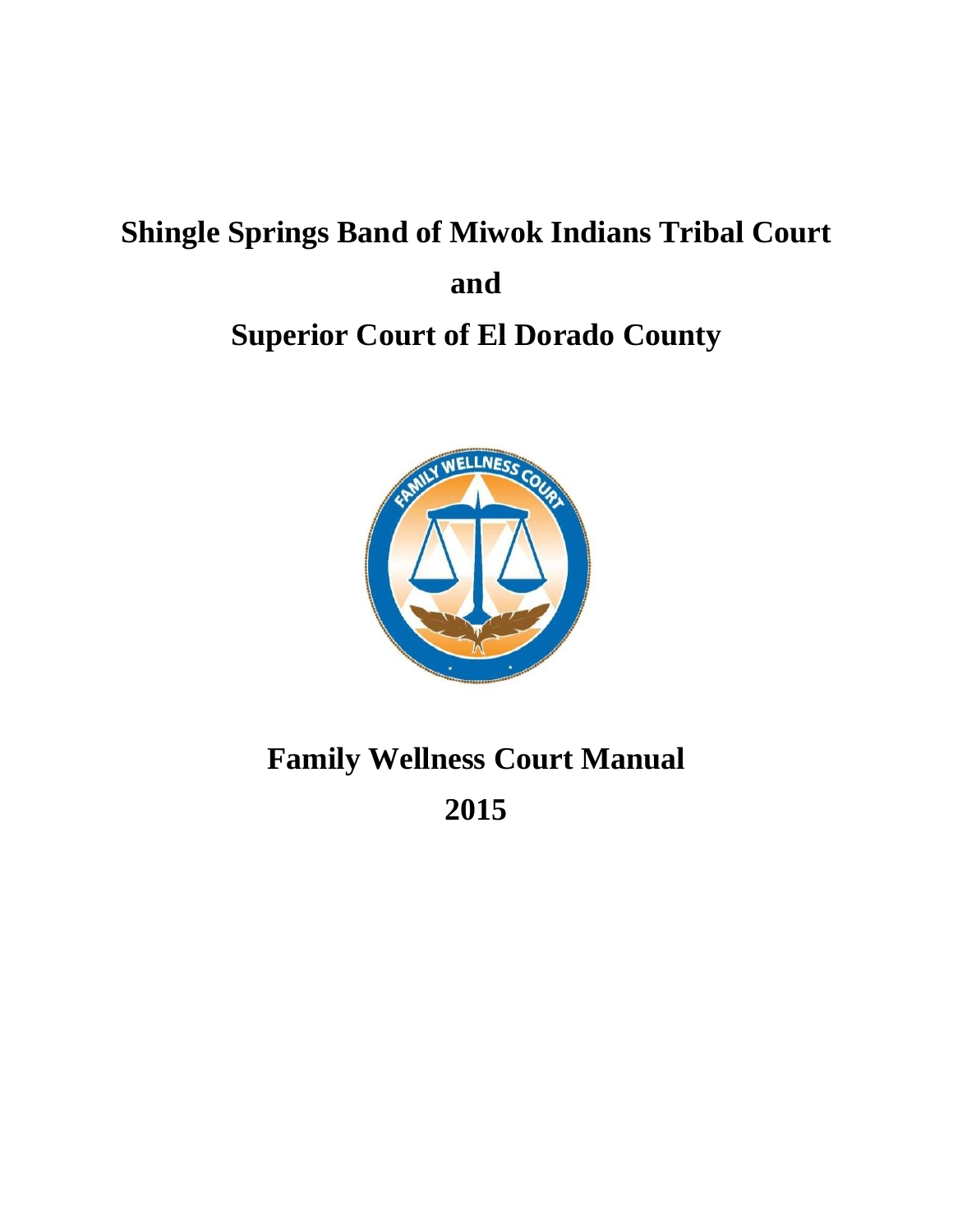# Shingle Springs Band of Miwok Indians Tribal Court

# and

# Superior Court of El Dorado County

# Family Wellness Court Manual

# 2015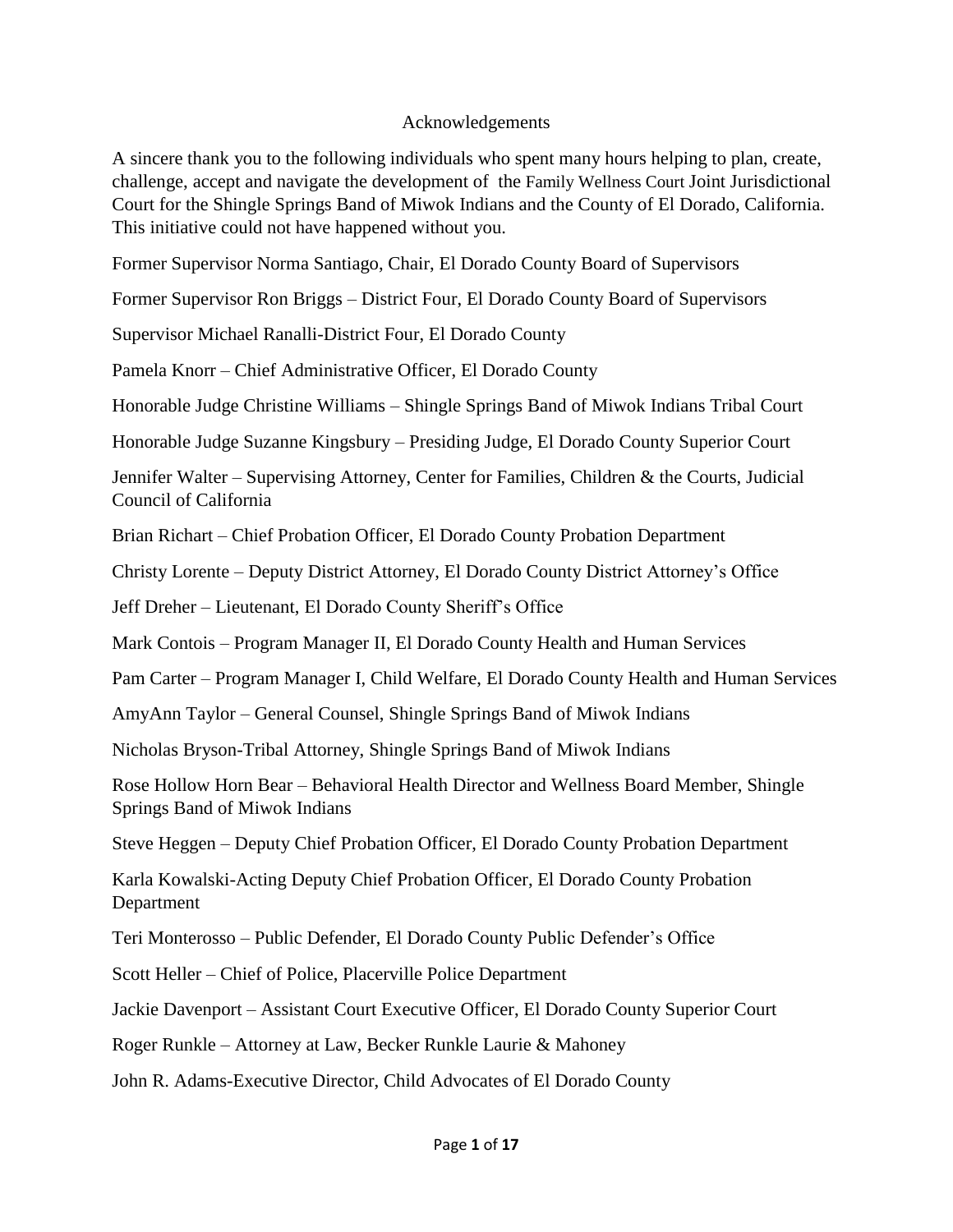# Acknowledgements

A sincere thank you to the following individuals who spent many hours helping to plan, create, challenge, accept and navigate the development of the Family Wellness Court Joint Jurisdictional Court for the Shingle Springs Band of Miwok Indians and the County of El Dorado, California. This initiative could not have happened without you.

Former Supervisor Norma Santiago, Chair, El Dorado County Board of Supervisors

Former Supervisor Ron Briggs – District Four, El Dorado County Board of Supervisors

Supervisor Michael Ranalli-District Four, El Dorado County

Pamela Knorr – Chief Administrative Officer, El Dorado County

Honorable Judge Christine Williams – Shingle Springs Band of Miwok Indians Tribal Court

Honorable Judge Suzanne Kingsbury – Presiding Judge, El Dorado County Superior Court

Jennifer Walter – Supervising Attorney, Center for Families, Children & the Courts, Judicial Council of California

Brian Richart – Chief Probation Officer, El Dorado County Probation Department

Christy Lorente – Deputy District Attorney, El Dorado County District Attorney's Office

Jeff Dreher – Lieutenant, El Dorado County Sheriff's Office

Mark Contois – Program Manager II, El Dorado County Health and Human Services

Pam Carter – Program Manager I, Child Welfare, El Dorado County Health and Human Services

AmyAnn Taylor – General Counsel, Shingle Springs Band of Miwok Indians

Nicholas Bryson-Tribal Attorney, Shingle Springs Band of Miwok Indians

Rose Hollow Horn Bear – Behavioral Health Director and Wellness Board Member, Shingle Springs Band of Miwok Indians

Steve Heggen – Deputy Chief Probation Officer, El Dorado County Probation Department

Karla Kowalski-Acting Deputy Chief Probation Officer, El Dorado County Probation Department

Teri Monterosso – Public Defender, El Dorado County Public Defender's Office

Scott Heller – Chief of Police, Placerville Police Department

Jackie Davenport – Assistant Court Executive Officer, El Dorado County Superior Court

Roger Runkle – Attorney at Law, Becker Runkle Laurie & Mahoney

John R. Adams-Executive Director, Child Advocates of El Dorado County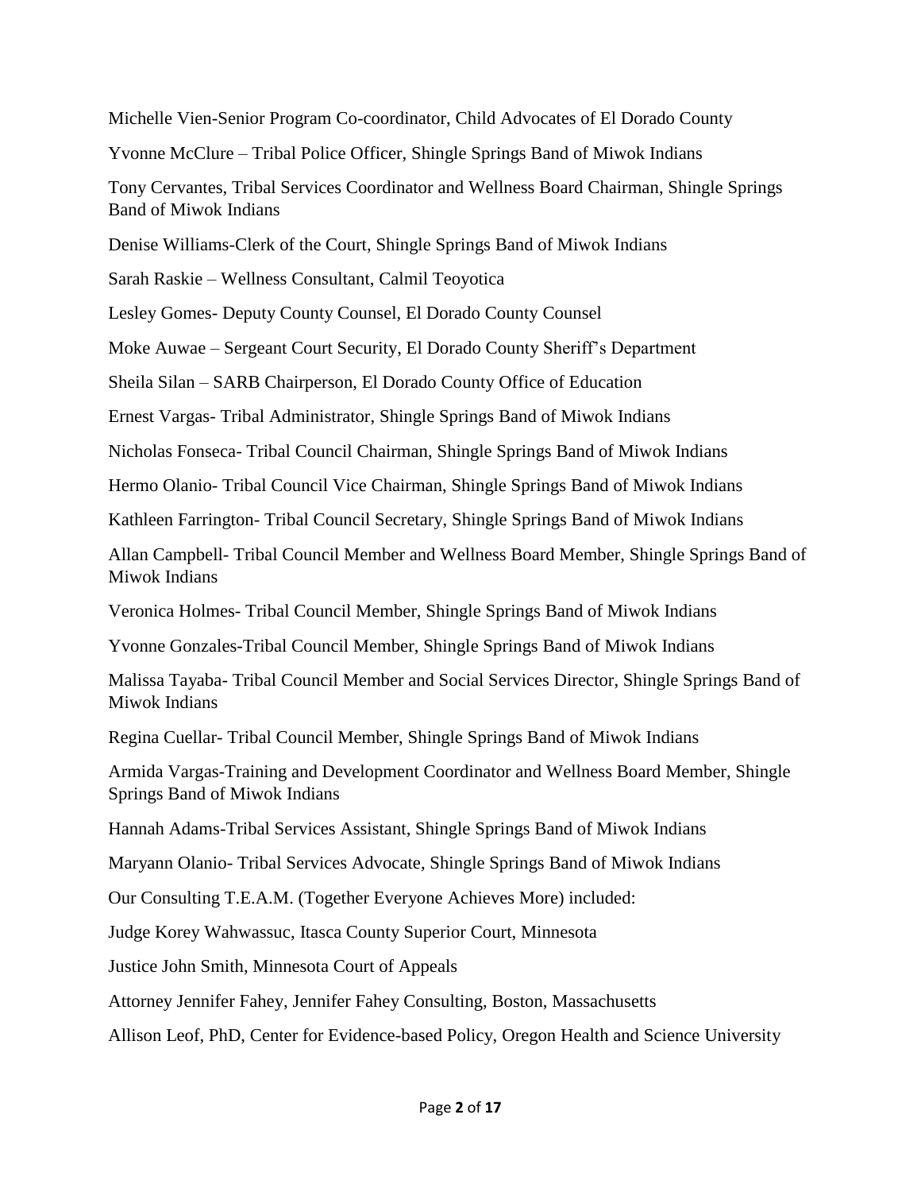Michelle Vien-Senior Program Co-coordinator, Child Advocates of El Dorado County

Yvonne McClure – Tribal Police Officer, Shingle Springs Band of Miwok Indians

Tony Cervantes, Tribal Services Coordinator and Wellness Board Chairman, Shingle Springs Band of Miwok Indians

Denise Williams-Clerk of the Court, Shingle Springs Band of Miwok Indians

Sarah Raskie – Wellness Consultant, Calmil Teoyotica

Lesley Gomes- Deputy County Counsel, El Dorado County Counsel

Moke Auwae – Sergeant Court Security, El Dorado County Sheriff's Department

Sheila Silan – SARB Chairperson, El Dorado County Office of Education

Ernest Vargas- Tribal Administrator, Shingle Springs Band of Miwok Indians

Nicholas Fonseca- Tribal Council Chairman, Shingle Springs Band of Miwok Indians

Hermo Olanio- Tribal Council Vice Chairman, Shingle Springs Band of Miwok Indians

Kathleen Farrington- Tribal Council Secretary, Shingle Springs Band of Miwok Indians

Allan Campbell- Tribal Council Member and Wellness Board Member, Shingle Springs Band of Miwok Indians

Veronica Holmes- Tribal Council Member, Shingle Springs Band of Miwok Indians

Yvonne Gonzales-Tribal Council Member, Shingle Springs Band of Miwok Indians

Malissa Tayaba- Tribal Council Member and Social Services Director, Shingle Springs Band of Miwok Indians

Regina Cuellar- Tribal Council Member, Shingle Springs Band of Miwok Indians

Armida Vargas-Training and Development Coordinator and Wellness Board Member, Shingle Springs Band of Miwok Indians

Hannah Adams-Tribal Services Assistant, Shingle Springs Band of Miwok Indians

Maryann Olanio- Tribal Services Advocate, Shingle Springs Band of Miwok Indians

Our Consulting T.E.A.M. (Together Everyone Achieves More) included:

Judge Korey Wahwassuc, Itasca County Superior Court, Minnesota

Justice John Smith, Minnesota Court of Appeals

Attorney Jennifer Fahey, Jennifer Fahey Consulting, Boston, Massachusetts

Allison Leof, PhD, Center for Evidence-based Policy, Oregon Health and Science University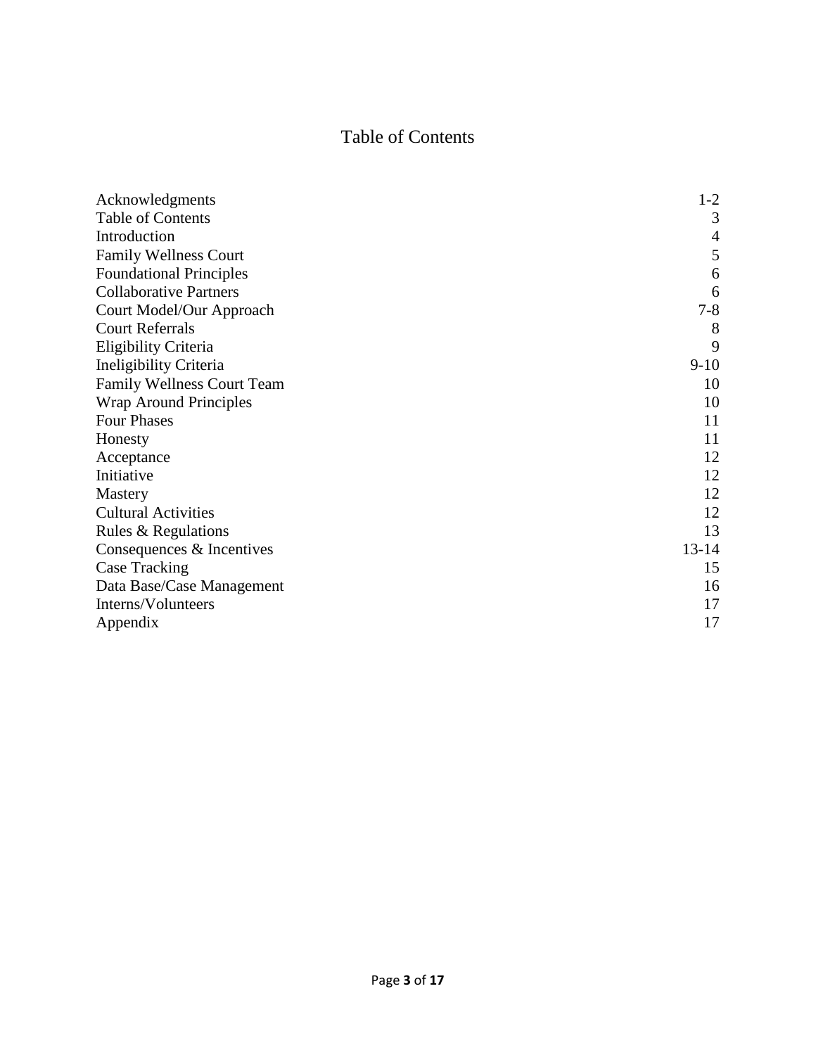# Table of Contents

| | |
|---|---|
| Acknowledgments | 1-2 |
| Table of Contents | 3 |
| Introduction | 4 |
| Family Wellness Court | 5 |
| Foundational Principles | 6 |
| Collaborative Partners | 6 |
| Court Model/Our Approach | 7-8 |
| Court Referrals | 8 |
| Eligibility Criteria | 9 |
| Ineligibility Criteria | 9-10 |
| Family Wellness Court Team | 10 |
| Wrap Around Principles | 10 |
| Four Phases | 11 |
| Honesty | 11 |
| Acceptance | 12 |
| Initiative | 12 |
| Mastery | 12 |
| Cultural Activities | 12 |
| Rules & Regulations | 13 |
| Consequences & Incentives | 13-14 |
| Case Tracking | 15 |
| Data Base/Case Management | 16 |
| Interns/Volunteers | 17 |
| Appendix | 17 |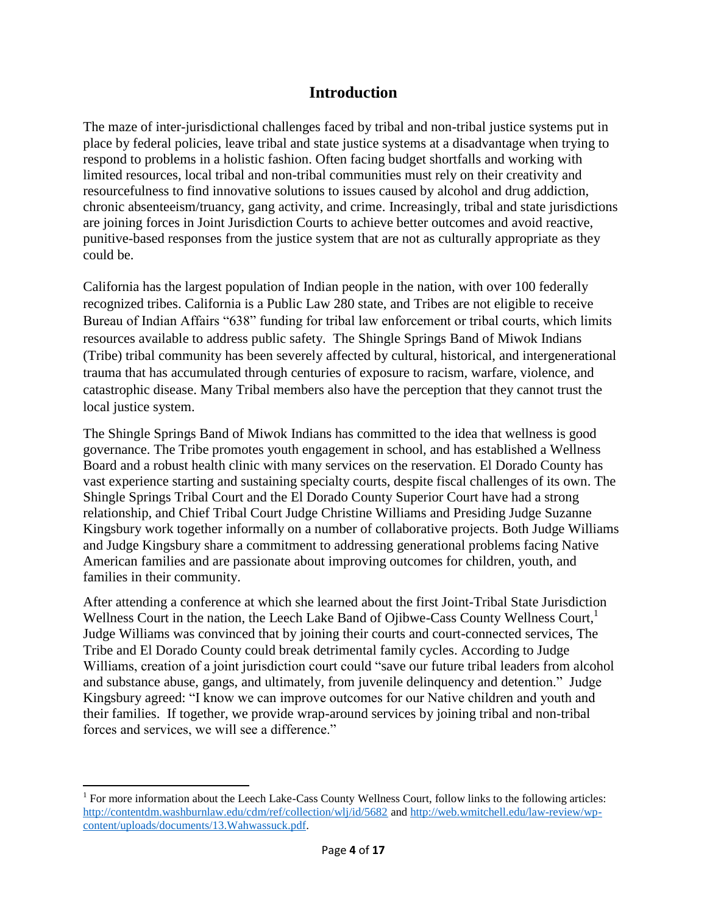# Introduction

The maze of inter-jurisdictional challenges faced by tribal and non-tribal justice systems put in place by federal policies, leave tribal and state justice systems at a disadvantage when trying to respond to problems in a holistic fashion. Often facing budget shortfalls and working with limited resources, local tribal and non-tribal communities must rely on their creativity and resourcefulness to find innovative solutions to issues caused by alcohol and drug addiction, chronic absenteeism/truancy, gang activity, and crime. Increasingly, tribal and state jurisdictions are joining forces in Joint Jurisdiction Courts to achieve better outcomes and avoid reactive, punitive-based responses from the justice system that are not as culturally appropriate as they could be.

California has the largest population of Indian people in the nation, with over 100 federally recognized tribes. California is a Public Law 280 state, and Tribes are not eligible to receive Bureau of Indian Affairs "638" funding for tribal law enforcement or tribal courts, which limits resources available to address public safety. The Shingle Springs Band of Miwok Indians (Tribe) tribal community has been severely affected by cultural, historical, and intergenerational trauma that has accumulated through centuries of exposure to racism, warfare, violence, and catastrophic disease. Many Tribal members also have the perception that they cannot trust the local justice system.

The Shingle Springs Band of Miwok Indians has committed to the idea that wellness is good governance. The Tribe promotes youth engagement in school, and has established a Wellness Board and a robust health clinic with many services on the reservation. El Dorado County has vast experience starting and sustaining specialty courts, despite fiscal challenges of its own. The Shingle Springs Tribal Court and the El Dorado County Superior Court have had a strong relationship, and Chief Tribal Court Judge Christine Williams and Presiding Judge Suzanne Kingsbury work together informally on a number of collaborative projects. Both Judge Williams and Judge Kingsbury share a commitment to addressing generational problems facing Native American families and are passionate about improving outcomes for children, youth, and families in their community.

After attending a conference at which she learned about the first Joint-Tribal State Jurisdiction Wellness Court in the nation, the Leech Lake Band of Ojibwe-Cass County Wellness Court,[1] Judge Williams was convinced that by joining their courts and court-connected services, The Tribe and El Dorado County could break detrimental family cycles. According to Judge Williams, creation of a joint jurisdiction court could "save our future tribal leaders from alcohol and substance abuse, gangs, and ultimately, from juvenile delinquency and detention." Judge Kingsbury agreed: "I know we can improve outcomes for our Native children and youth and their families. If together, we provide wrap-around services by joining tribal and non-tribal forces and services, we will see a difference."

---

[1] For more information about the Leech Lake-Cass County Wellness Court, follow links to the following articles: http://contentdm.washburnlaw.edu/cdm/ref/collection/wlj/id/5682 and http://web.wmitchell.edu/law-review/wp-content/uploads/documents/13.Wahwassuck.pdf.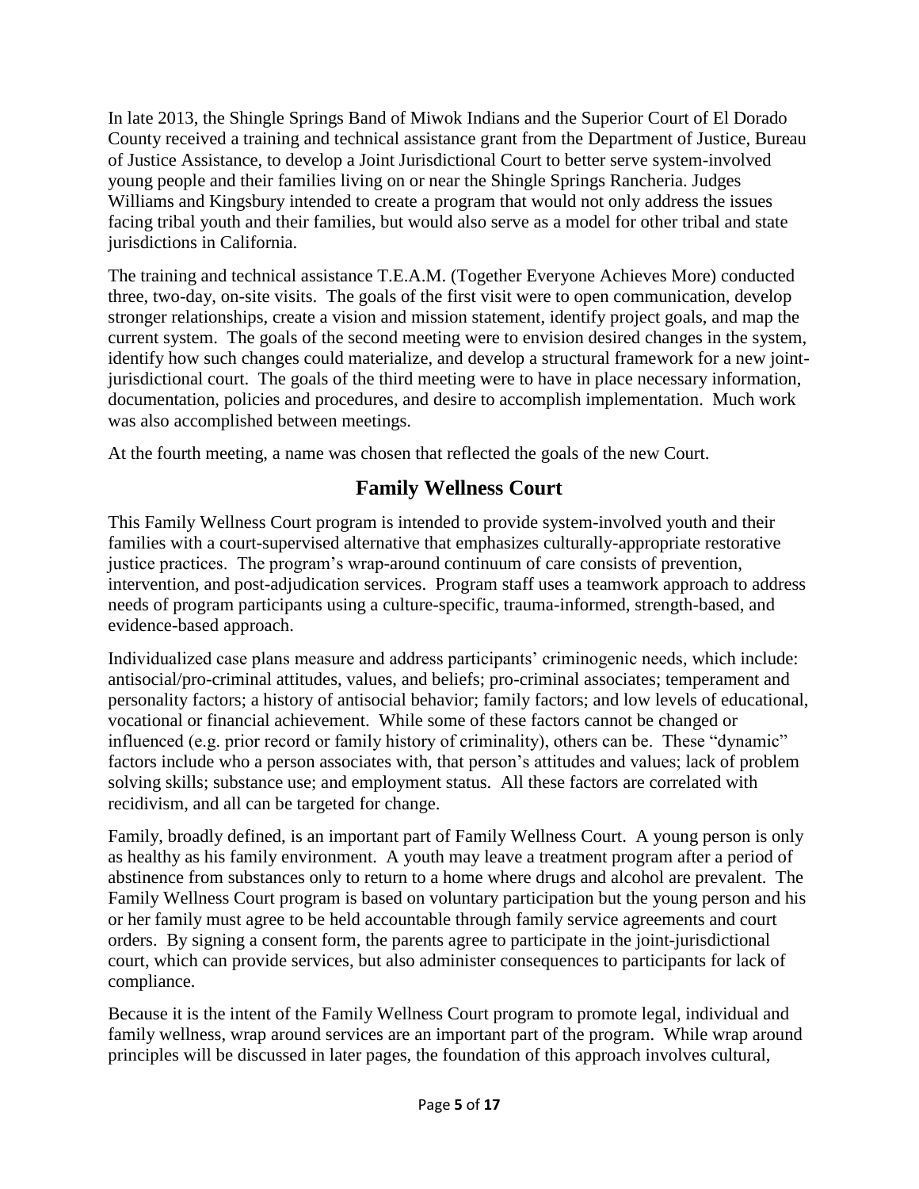In late 2013, the Shingle Springs Band of Miwok Indians and the Superior Court of El Dorado County received a training and technical assistance grant from the Department of Justice, Bureau of Justice Assistance, to develop a Joint Jurisdictional Court to better serve system-involved young people and their families living on or near the Shingle Springs Rancheria. Judges Williams and Kingsbury intended to create a program that would not only address the issues facing tribal youth and their families, but would also serve as a model for other tribal and state jurisdictions in California.

The training and technical assistance T.E.A.M. (Together Everyone Achieves More) conducted three, two-day, on-site visits. The goals of the first visit were to open communication, develop stronger relationships, create a vision and mission statement, identify project goals, and map the current system. The goals of the second meeting were to envision desired changes in the system, identify how such changes could materialize, and develop a structural framework for a new joint-jurisdictional court. The goals of the third meeting were to have in place necessary information, documentation, policies and procedures, and desire to accomplish implementation. Much work was also accomplished between meetings.

At the fourth meeting, a name was chosen that reflected the goals of the new Court.

## Family Wellness Court

This Family Wellness Court program is intended to provide system-involved youth and their families with a court-supervised alternative that emphasizes culturally-appropriate restorative justice practices. The program's wrap-around continuum of care consists of prevention, intervention, and post-adjudication services. Program staff uses a teamwork approach to address needs of program participants using a culture-specific, trauma-informed, strength-based, and evidence-based approach.

Individualized case plans measure and address participants' criminogenic needs, which include: antisocial/pro-criminal attitudes, values, and beliefs; pro-criminal associates; temperament and personality factors; a history of antisocial behavior; family factors; and low levels of educational, vocational or financial achievement. While some of these factors cannot be changed or influenced (e.g. prior record or family history of criminality), others can be. These "dynamic" factors include who a person associates with, that person's attitudes and values; lack of problem solving skills; substance use; and employment status. All these factors are correlated with recidivism, and all can be targeted for change.

Family, broadly defined, is an important part of Family Wellness Court. A young person is only as healthy as his family environment. A youth may leave a treatment program after a period of abstinence from substances only to return to a home where drugs and alcohol are prevalent. The Family Wellness Court program is based on voluntary participation but the young person and his or her family must agree to be held accountable through family service agreements and court orders. By signing a consent form, the parents agree to participate in the joint-jurisdictional court, which can provide services, but also administer consequences to participants for lack of compliance.

Because it is the intent of the Family Wellness Court program to promote legal, individual and family wellness, wrap around services are an important part of the program. While wrap around principles will be discussed in later pages, the foundation of this approach involves cultural,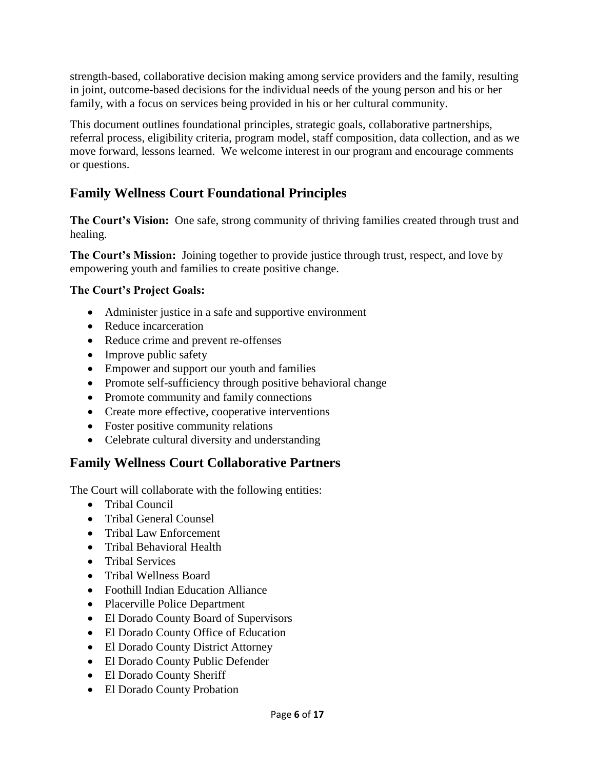strength-based, collaborative decision making among service providers and the family, resulting in joint, outcome-based decisions for the individual needs of the young person and his or her family, with a focus on services being provided in his or her cultural community.

This document outlines foundational principles, strategic goals, collaborative partnerships, referral process, eligibility criteria, program model, staff composition, data collection, and as we move forward, lessons learned. We welcome interest in our program and encourage comments or questions.

## Family Wellness Court Foundational Principles

**The Court's Vision:** One safe, strong community of thriving families created through trust and healing.

**The Court's Mission:** Joining together to provide justice through trust, respect, and love by empowering youth and families to create positive change.

**The Court's Project Goals:**

- Administer justice in a safe and supportive environment
- Reduce incarceration
- Reduce crime and prevent re-offenses
- Improve public safety
- Empower and support our youth and families
- Promote self-sufficiency through positive behavioral change
- Promote community and family connections
- Create more effective, cooperative interventions
- Foster positive community relations
- Celebrate cultural diversity and understanding

## Family Wellness Court Collaborative Partners

The Court will collaborate with the following entities:

- Tribal Council
- Tribal General Counsel
- Tribal Law Enforcement
- Tribal Behavioral Health
- Tribal Services
- Tribal Wellness Board
- Foothill Indian Education Alliance
- Placerville Police Department
- El Dorado County Board of Supervisors
- El Dorado County Office of Education
- El Dorado County District Attorney
- El Dorado County Public Defender
- El Dorado County Sheriff
- El Dorado County Probation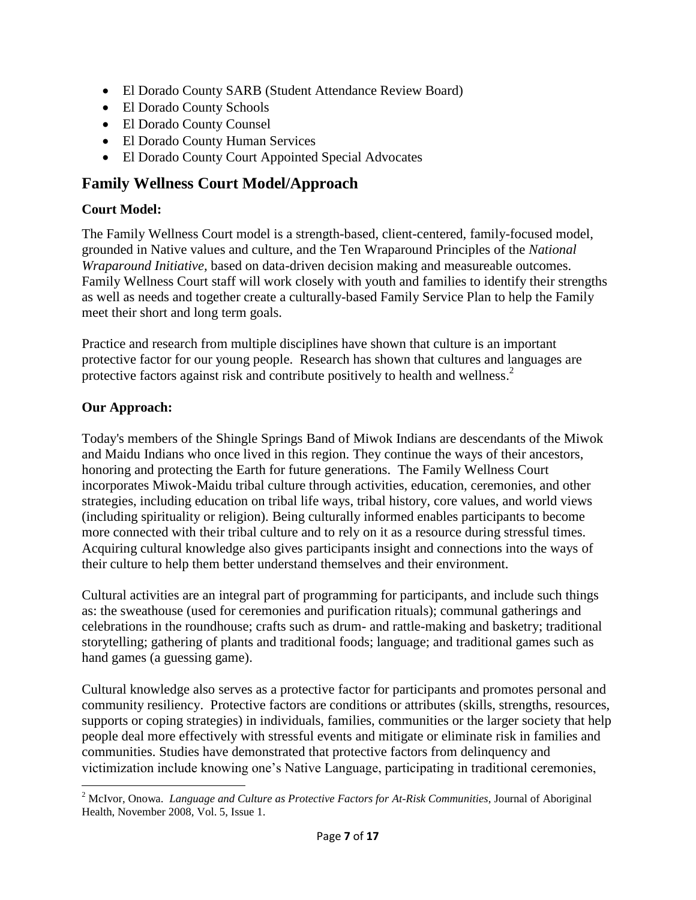- El Dorado County SARB (Student Attendance Review Board)
- El Dorado County Schools
- El Dorado County Counsel
- El Dorado County Human Services
- El Dorado County Court Appointed Special Advocates

## Family Wellness Court Model/Approach

### Court Model:

The Family Wellness Court model is a strength-based, client-centered, family-focused model, grounded in Native values and culture, and the Ten Wraparound Principles of the *National Wraparound Initiative,* based on data-driven decision making and measureable outcomes. Family Wellness Court staff will work closely with youth and families to identify their strengths as well as needs and together create a culturally-based Family Service Plan to help the Family meet their short and long term goals.

Practice and research from multiple disciplines have shown that culture is an important protective factor for our young people. Research has shown that cultures and languages are protective factors against risk and contribute positively to health and wellness.[2]

### Our Approach:

Today's members of the Shingle Springs Band of Miwok Indians are descendants of the Miwok and Maidu Indians who once lived in this region. They continue the ways of their ancestors, honoring and protecting the Earth for future generations. The Family Wellness Court incorporates Miwok-Maidu tribal culture through activities, education, ceremonies, and other strategies, including education on tribal life ways, tribal history, core values, and world views (including spirituality or religion). Being culturally informed enables participants to become more connected with their tribal culture and to rely on it as a resource during stressful times. Acquiring cultural knowledge also gives participants insight and connections into the ways of their culture to help them better understand themselves and their environment.

Cultural activities are an integral part of programming for participants, and include such things as: the sweathouse (used for ceremonies and purification rituals); communal gatherings and celebrations in the roundhouse; crafts such as drum- and rattle-making and basketry; traditional storytelling; gathering of plants and traditional foods; language; and traditional games such as hand games (a guessing game).

Cultural knowledge also serves as a protective factor for participants and promotes personal and community resiliency. Protective factors are conditions or attributes (skills, strengths, resources, supports or coping strategies) in individuals, families, communities or the larger society that help people deal more effectively with stressful events and mitigate or eliminate risk in families and communities. Studies have demonstrated that protective factors from delinquency and victimization include knowing one's Native Language, participating in traditional ceremonies,

---

[2] McIvor, Onowa. *Language and Culture as Protective Factors for At-Risk Communities,* Journal of Aboriginal Health, November 2008, Vol. 5, Issue 1.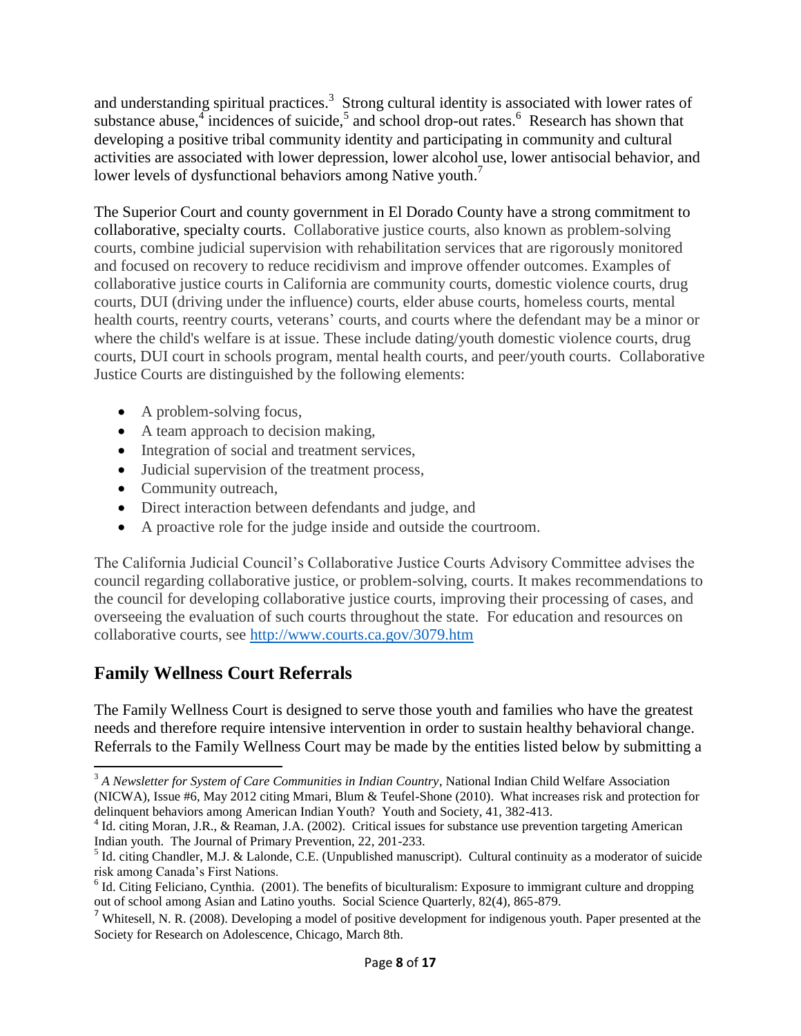and understanding spiritual practices.[3] Strong cultural identity is associated with lower rates of substance abuse,[4] incidences of suicide,[5] and school drop-out rates.[6] Research has shown that developing a positive tribal community identity and participating in community and cultural activities are associated with lower depression, lower alcohol use, lower antisocial behavior, and lower levels of dysfunctional behaviors among Native youth.[7]

The Superior Court and county government in El Dorado County have a strong commitment to collaborative, specialty courts. Collaborative justice courts, also known as problem-solving courts, combine judicial supervision with rehabilitation services that are rigorously monitored and focused on recovery to reduce recidivism and improve offender outcomes. Examples of collaborative justice courts in California are community courts, domestic violence courts, drug courts, DUI (driving under the influence) courts, elder abuse courts, homeless courts, mental health courts, reentry courts, veterans' courts, and courts where the defendant may be a minor or where the child's welfare is at issue. These include dating/youth domestic violence courts, drug courts, DUI court in schools program, mental health courts, and peer/youth courts. Collaborative Justice Courts are distinguished by the following elements:

- A problem-solving focus,
- A team approach to decision making,
- Integration of social and treatment services,
- Judicial supervision of the treatment process,
- Community outreach,
- Direct interaction between defendants and judge, and
- A proactive role for the judge inside and outside the courtroom.

The California Judicial Council's Collaborative Justice Courts Advisory Committee advises the council regarding collaborative justice, or problem-solving, courts. It makes recommendations to the council for developing collaborative justice courts, improving their processing of cases, and overseeing the evaluation of such courts throughout the state. For education and resources on collaborative courts, see http://www.courts.ca.gov/3079.htm

## Family Wellness Court Referrals

The Family Wellness Court is designed to serve those youth and families who have the greatest needs and therefore require intensive intervention in order to sustain healthy behavioral change. Referrals to the Family Wellness Court may be made by the entities listed below by submitting a

---

[3] *A Newsletter for System of Care Communities in Indian Country*, National Indian Child Welfare Association (NICWA), Issue #6, May 2012 citing Mmari, Blum & Teufel-Shone (2010). What increases risk and protection for delinquent behaviors among American Indian Youth? Youth and Society, 41, 382-413.

[4] Id. citing Moran, J.R., & Reaman, J.A. (2002). Critical issues for substance use prevention targeting American Indian youth. The Journal of Primary Prevention, 22, 201-233.

[5] Id. citing Chandler, M.J. & Lalonde, C.E. (Unpublished manuscript). Cultural continuity as a moderator of suicide risk among Canada's First Nations.

[6] Id. Citing Feliciano, Cynthia. (2001). The benefits of biculturalism: Exposure to immigrant culture and dropping out of school among Asian and Latino youths. Social Science Quarterly, 82(4), 865-879.

[7] Whitesell, N. R. (2008). Developing a model of positive development for indigenous youth. Paper presented at the Society for Research on Adolescence, Chicago, March 8th.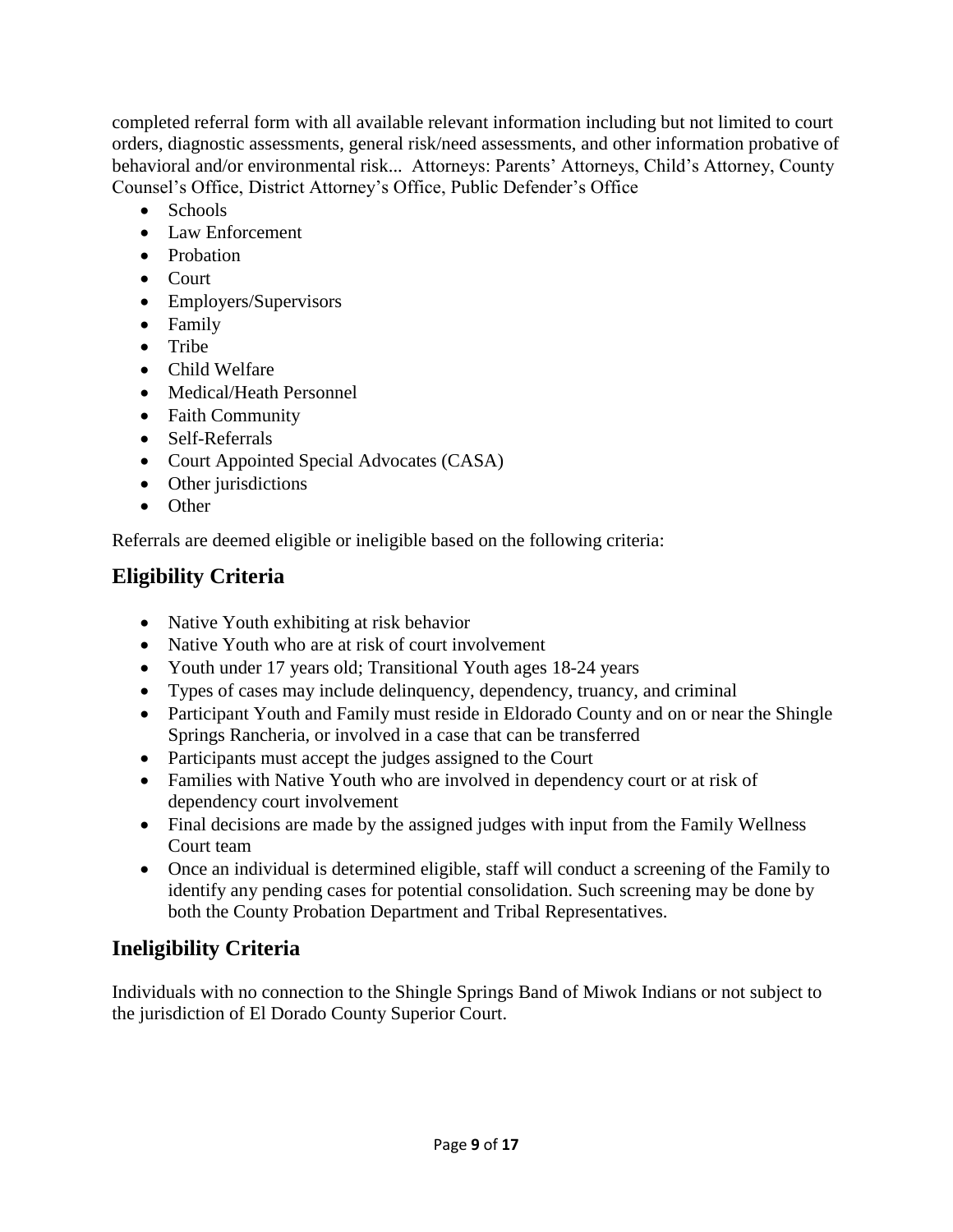completed referral form with all available relevant information including but not limited to court orders, diagnostic assessments, general risk/need assessments, and other information probative of behavioral and/or environmental risk... Attorneys: Parents' Attorneys, Child's Attorney, County Counsel's Office, District Attorney's Office, Public Defender's Office

- Schools
- Law Enforcement
- Probation
- Court
- Employers/Supervisors
- Family
- Tribe
- Child Welfare
- Medical/Heath Personnel
- Faith Community
- Self-Referrals
- Court Appointed Special Advocates (CASA)
- Other jurisdictions
- Other

Referrals are deemed eligible or ineligible based on the following criteria:

## Eligibility Criteria

- Native Youth exhibiting at risk behavior
- Native Youth who are at risk of court involvement
- Youth under 17 years old; Transitional Youth ages 18-24 years
- Types of cases may include delinquency, dependency, truancy, and criminal
- Participant Youth and Family must reside in Eldorado County and on or near the Shingle Springs Rancheria, or involved in a case that can be transferred
- Participants must accept the judges assigned to the Court
- Families with Native Youth who are involved in dependency court or at risk of dependency court involvement
- Final decisions are made by the assigned judges with input from the Family Wellness Court team
- Once an individual is determined eligible, staff will conduct a screening of the Family to identify any pending cases for potential consolidation. Such screening may be done by both the County Probation Department and Tribal Representatives.

## Ineligibility Criteria

Individuals with no connection to the Shingle Springs Band of Miwok Indians or not subject to the jurisdiction of El Dorado County Superior Court.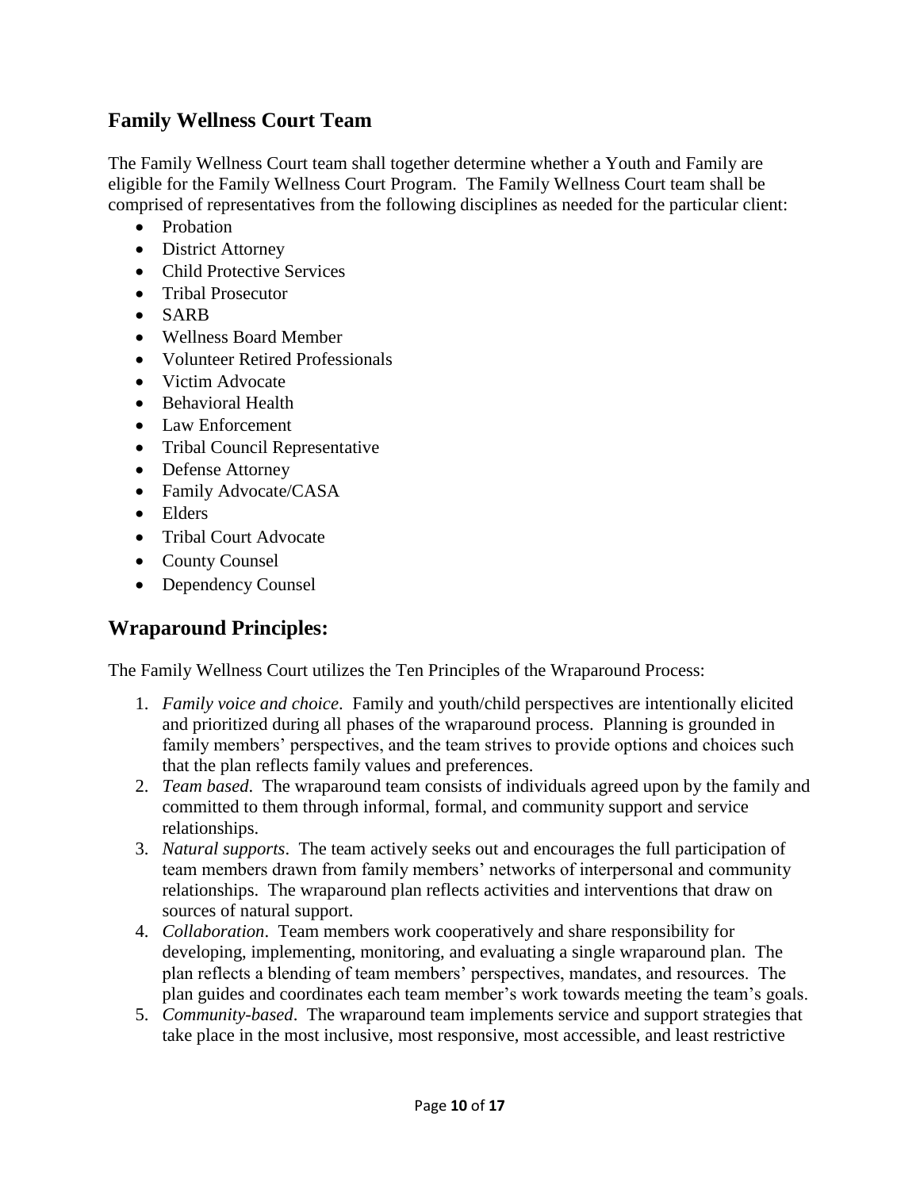## Family Wellness Court Team

The Family Wellness Court team shall together determine whether a Youth and Family are eligible for the Family Wellness Court Program. The Family Wellness Court team shall be comprised of representatives from the following disciplines as needed for the particular client:

- Probation
- District Attorney
- Child Protective Services
- Tribal Prosecutor
- SARB
- Wellness Board Member
- Volunteer Retired Professionals
- Victim Advocate
- Behavioral Health
- Law Enforcement
- Tribal Council Representative
- Defense Attorney
- Family Advocate/CASA
- Elders
- Tribal Court Advocate
- County Counsel
- Dependency Counsel

## Wraparound Principles:

The Family Wellness Court utilizes the Ten Principles of the Wraparound Process:

1. *Family voice and choice*. Family and youth/child perspectives are intentionally elicited and prioritized during all phases of the wraparound process. Planning is grounded in family members' perspectives, and the team strives to provide options and choices such that the plan reflects family values and preferences.
2. *Team based*. The wraparound team consists of individuals agreed upon by the family and committed to them through informal, formal, and community support and service relationships.
3. *Natural supports*. The team actively seeks out and encourages the full participation of team members drawn from family members' networks of interpersonal and community relationships. The wraparound plan reflects activities and interventions that draw on sources of natural support.
4. *Collaboration*. Team members work cooperatively and share responsibility for developing, implementing, monitoring, and evaluating a single wraparound plan. The plan reflects a blending of team members' perspectives, mandates, and resources. The plan guides and coordinates each team member's work towards meeting the team's goals.
5. *Community-based*. The wraparound team implements service and support strategies that take place in the most inclusive, most responsive, most accessible, and least restrictive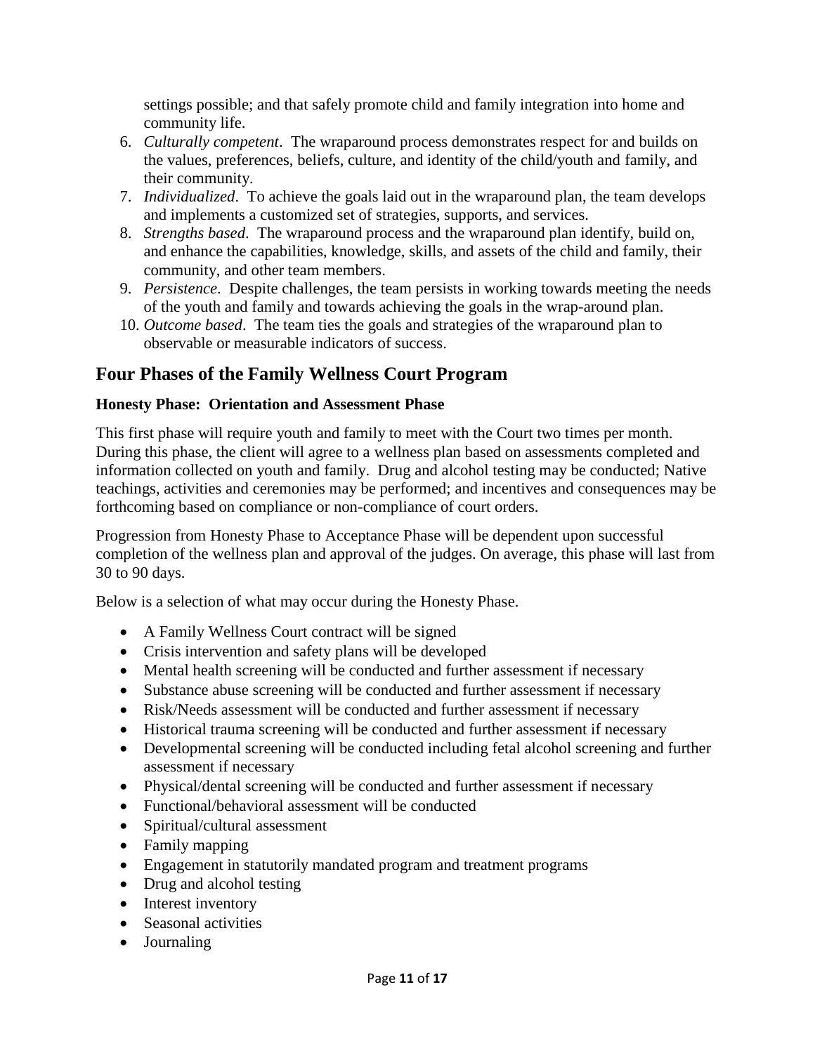settings possible; and that safely promote child and family integration into home and community life.

6. *Culturally competent*. The wraparound process demonstrates respect for and builds on the values, preferences, beliefs, culture, and identity of the child/youth and family, and their community.
7. *Individualized*. To achieve the goals laid out in the wraparound plan, the team develops and implements a customized set of strategies, supports, and services.
8. *Strengths based*. The wraparound process and the wraparound plan identify, build on, and enhance the capabilities, knowledge, skills, and assets of the child and family, their community, and other team members.
9. *Persistence*. Despite challenges, the team persists in working towards meeting the needs of the youth and family and towards achieving the goals in the wrap-around plan.
10. *Outcome based*. The team ties the goals and strategies of the wraparound plan to observable or measurable indicators of success.

## Four Phases of the Family Wellness Court Program

### Honesty Phase: Orientation and Assessment Phase

This first phase will require youth and family to meet with the Court two times per month. During this phase, the client will agree to a wellness plan based on assessments completed and information collected on youth and family. Drug and alcohol testing may be conducted; Native teachings, activities and ceremonies may be performed; and incentives and consequences may be forthcoming based on compliance or non-compliance of court orders.

Progression from Honesty Phase to Acceptance Phase will be dependent upon successful completion of the wellness plan and approval of the judges. On average, this phase will last from 30 to 90 days.

Below is a selection of what may occur during the Honesty Phase.

- A Family Wellness Court contract will be signed
- Crisis intervention and safety plans will be developed
- Mental health screening will be conducted and further assessment if necessary
- Substance abuse screening will be conducted and further assessment if necessary
- Risk/Needs assessment will be conducted and further assessment if necessary
- Historical trauma screening will be conducted and further assessment if necessary
- Developmental screening will be conducted including fetal alcohol screening and further assessment if necessary
- Physical/dental screening will be conducted and further assessment if necessary
- Functional/behavioral assessment will be conducted
- Spiritual/cultural assessment
- Family mapping
- Engagement in statutorily mandated program and treatment programs
- Drug and alcohol testing
- Interest inventory
- Seasonal activities
- Journaling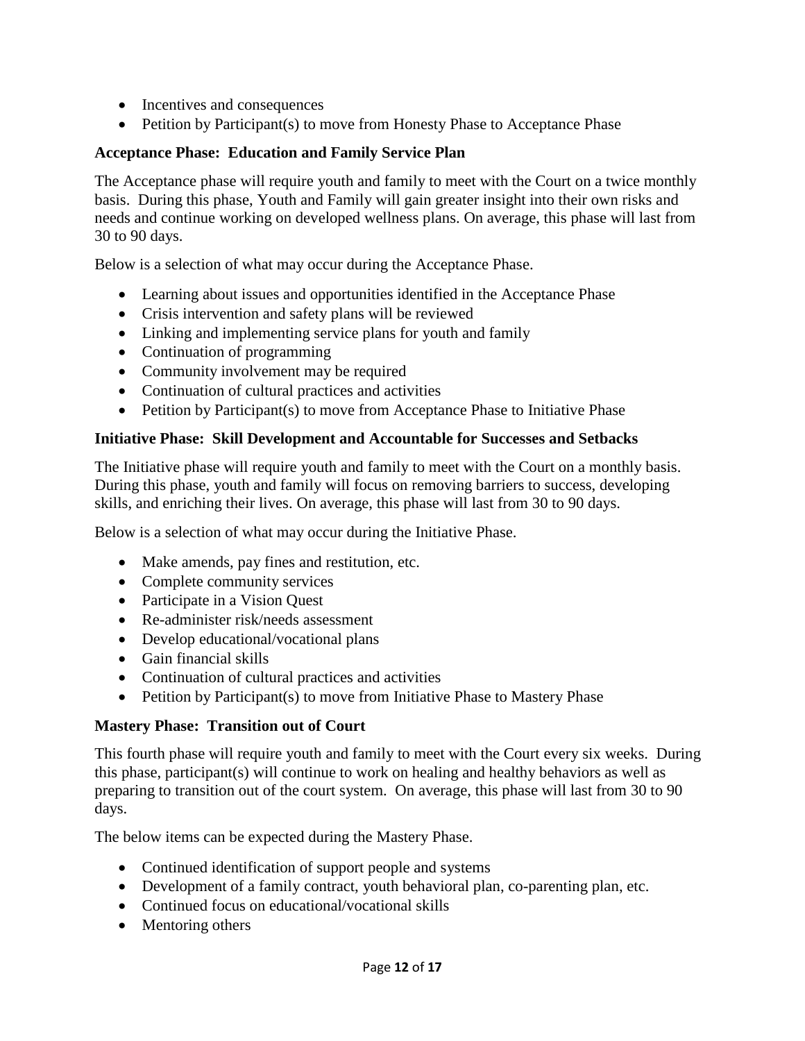- Incentives and consequences
- Petition by Participant(s) to move from Honesty Phase to Acceptance Phase

**Acceptance Phase: Education and Family Service Plan**

The Acceptance phase will require youth and family to meet with the Court on a twice monthly basis. During this phase, Youth and Family will gain greater insight into their own risks and needs and continue working on developed wellness plans. On average, this phase will last from 30 to 90 days.

Below is a selection of what may occur during the Acceptance Phase.

- Learning about issues and opportunities identified in the Acceptance Phase
- Crisis intervention and safety plans will be reviewed
- Linking and implementing service plans for youth and family
- Continuation of programming
- Community involvement may be required
- Continuation of cultural practices and activities
- Petition by Participant(s) to move from Acceptance Phase to Initiative Phase

**Initiative Phase: Skill Development and Accountable for Successes and Setbacks**

The Initiative phase will require youth and family to meet with the Court on a monthly basis. During this phase, youth and family will focus on removing barriers to success, developing skills, and enriching their lives. On average, this phase will last from 30 to 90 days.

Below is a selection of what may occur during the Initiative Phase.

- Make amends, pay fines and restitution, etc.
- Complete community services
- Participate in a Vision Quest
- Re-administer risk/needs assessment
- Develop educational/vocational plans
- Gain financial skills
- Continuation of cultural practices and activities
- Petition by Participant(s) to move from Initiative Phase to Mastery Phase

**Mastery Phase: Transition out of Court**

This fourth phase will require youth and family to meet with the Court every six weeks. During this phase, participant(s) will continue to work on healing and healthy behaviors as well as preparing to transition out of the court system. On average, this phase will last from 30 to 90 days.

The below items can be expected during the Mastery Phase.

- Continued identification of support people and systems
- Development of a family contract, youth behavioral plan, co-parenting plan, etc.
- Continued focus on educational/vocational skills
- Mentoring others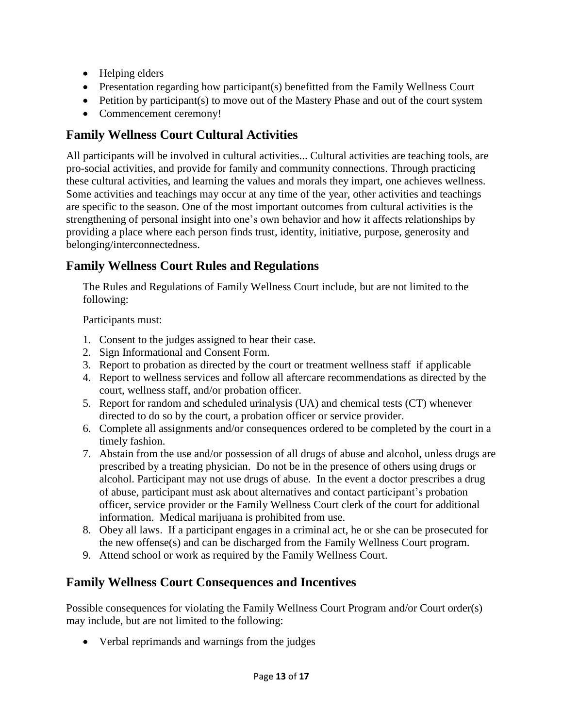- Helping elders
- Presentation regarding how participant(s) benefitted from the Family Wellness Court
- Petition by participant(s) to move out of the Mastery Phase and out of the court system
- Commencement ceremony!

## Family Wellness Court Cultural Activities

All participants will be involved in cultural activities... Cultural activities are teaching tools, are pro-social activities, and provide for family and community connections. Through practicing these cultural activities, and learning the values and morals they impart, one achieves wellness. Some activities and teachings may occur at any time of the year, other activities and teachings are specific to the season. One of the most important outcomes from cultural activities is the strengthening of personal insight into one's own behavior and how it affects relationships by providing a place where each person finds trust, identity, initiative, purpose, generosity and belonging/interconnectedness.

## Family Wellness Court Rules and Regulations

The Rules and Regulations of Family Wellness Court include, but are not limited to the following:

Participants must:

1. Consent to the judges assigned to hear their case.
2. Sign Informational and Consent Form.
3. Report to probation as directed by the court or treatment wellness staff if applicable
4. Report to wellness services and follow all aftercare recommendations as directed by the court, wellness staff, and/or probation officer.
5. Report for random and scheduled urinalysis (UA) and chemical tests (CT) whenever directed to do so by the court, a probation officer or service provider.
6. Complete all assignments and/or consequences ordered to be completed by the court in a timely fashion.
7. Abstain from the use and/or possession of all drugs of abuse and alcohol, unless drugs are prescribed by a treating physician. Do not be in the presence of others using drugs or alcohol. Participant may not use drugs of abuse. In the event a doctor prescribes a drug of abuse, participant must ask about alternatives and contact participant's probation officer, service provider or the Family Wellness Court clerk of the court for additional information. Medical marijuana is prohibited from use.
8. Obey all laws. If a participant engages in a criminal act, he or she can be prosecuted for the new offense(s) and can be discharged from the Family Wellness Court program.
9. Attend school or work as required by the Family Wellness Court.

## Family Wellness Court Consequences and Incentives

Possible consequences for violating the Family Wellness Court Program and/or Court order(s) may include, but are not limited to the following:

- Verbal reprimands and warnings from the judges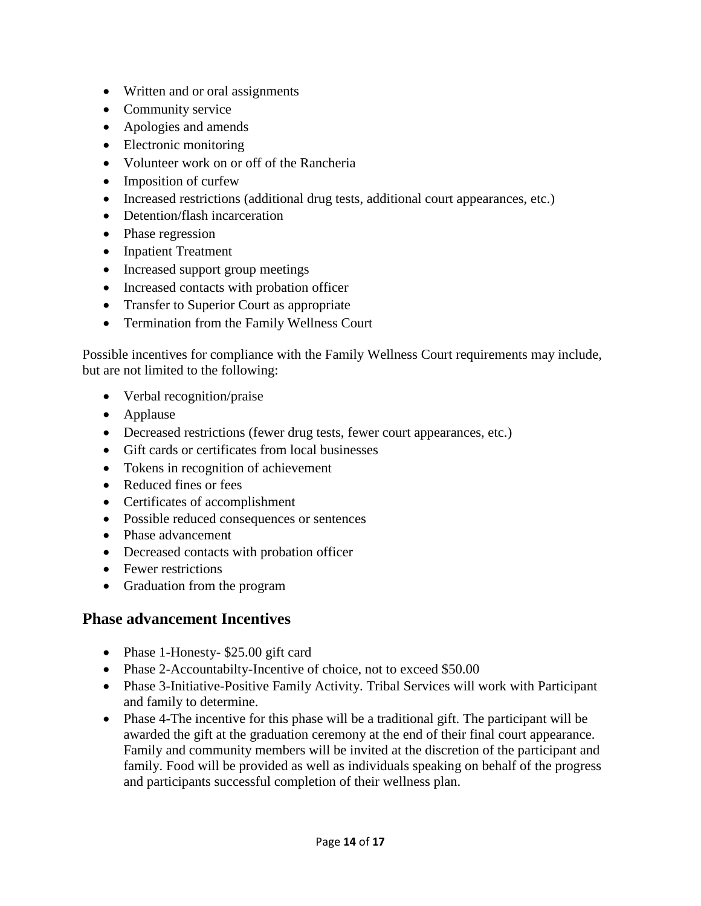- Written and or oral assignments
- Community service
- Apologies and amends
- Electronic monitoring
- Volunteer work on or off of the Rancheria
- Imposition of curfew
- Increased restrictions (additional drug tests, additional court appearances, etc.)
- Detention/flash incarceration
- Phase regression
- Inpatient Treatment
- Increased support group meetings
- Increased contacts with probation officer
- Transfer to Superior Court as appropriate
- Termination from the Family Wellness Court

Possible incentives for compliance with the Family Wellness Court requirements may include, but are not limited to the following:

- Verbal recognition/praise
- Applause
- Decreased restrictions (fewer drug tests, fewer court appearances, etc.)
- Gift cards or certificates from local businesses
- Tokens in recognition of achievement
- Reduced fines or fees
- Certificates of accomplishment
- Possible reduced consequences or sentences
- Phase advancement
- Decreased contacts with probation officer
- Fewer restrictions
- Graduation from the program

## Phase advancement Incentives

- Phase 1-Honesty- $25.00 gift card
- Phase 2-Accountabilty-Incentive of choice, not to exceed $50.00
- Phase 3-Initiative-Positive Family Activity. Tribal Services will work with Participant and family to determine.
- Phase 4-The incentive for this phase will be a traditional gift. The participant will be awarded the gift at the graduation ceremony at the end of their final court appearance. Family and community members will be invited at the discretion of the participant and family. Food will be provided as well as individuals speaking on behalf of the progress and participants successful completion of their wellness plan.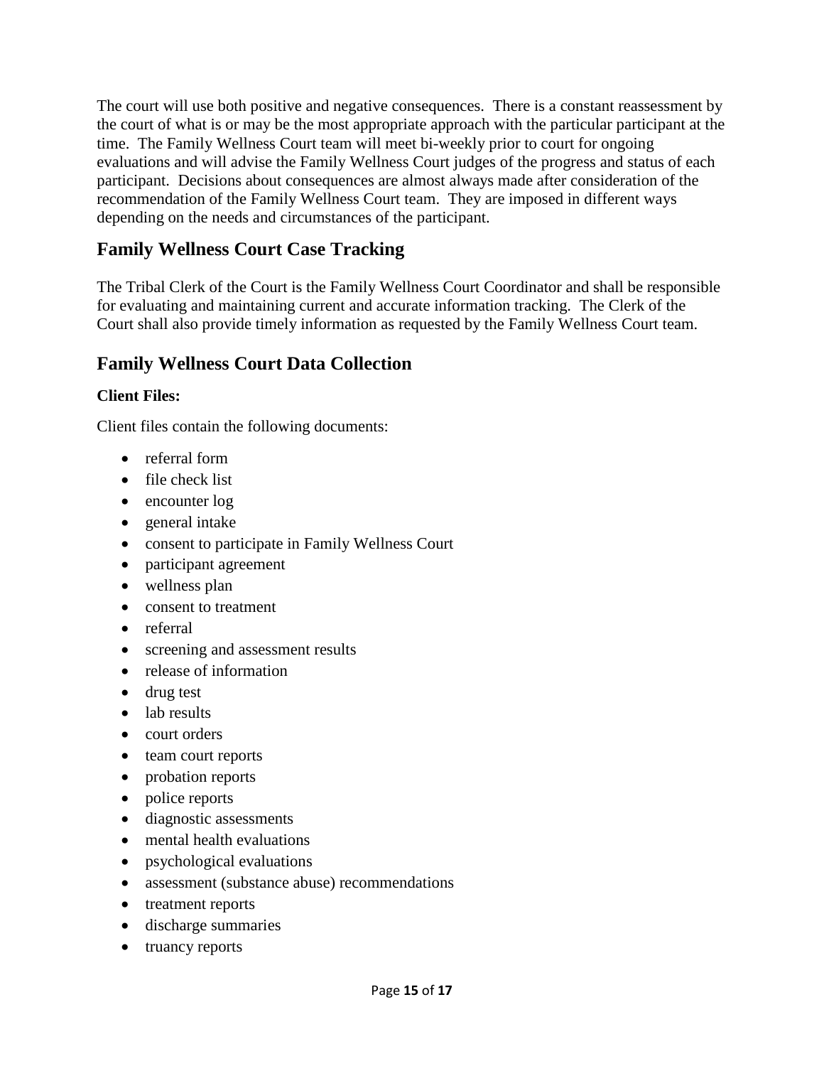The court will use both positive and negative consequences. There is a constant reassessment by the court of what is or may be the most appropriate approach with the particular participant at the time. The Family Wellness Court team will meet bi-weekly prior to court for ongoing evaluations and will advise the Family Wellness Court judges of the progress and status of each participant. Decisions about consequences are almost always made after consideration of the recommendation of the Family Wellness Court team. They are imposed in different ways depending on the needs and circumstances of the participant.

## Family Wellness Court Case Tracking

The Tribal Clerk of the Court is the Family Wellness Court Coordinator and shall be responsible for evaluating and maintaining current and accurate information tracking. The Clerk of the Court shall also provide timely information as requested by the Family Wellness Court team.

## Family Wellness Court Data Collection

**Client Files:**

Client files contain the following documents:

- referral form
- file check list
- encounter log
- general intake
- consent to participate in Family Wellness Court
- participant agreement
- wellness plan
- consent to treatment
- referral
- screening and assessment results
- release of information
- drug test
- lab results
- court orders
- team court reports
- probation reports
- police reports
- diagnostic assessments
- mental health evaluations
- psychological evaluations
- assessment (substance abuse) recommendations
- treatment reports
- discharge summaries
- truancy reports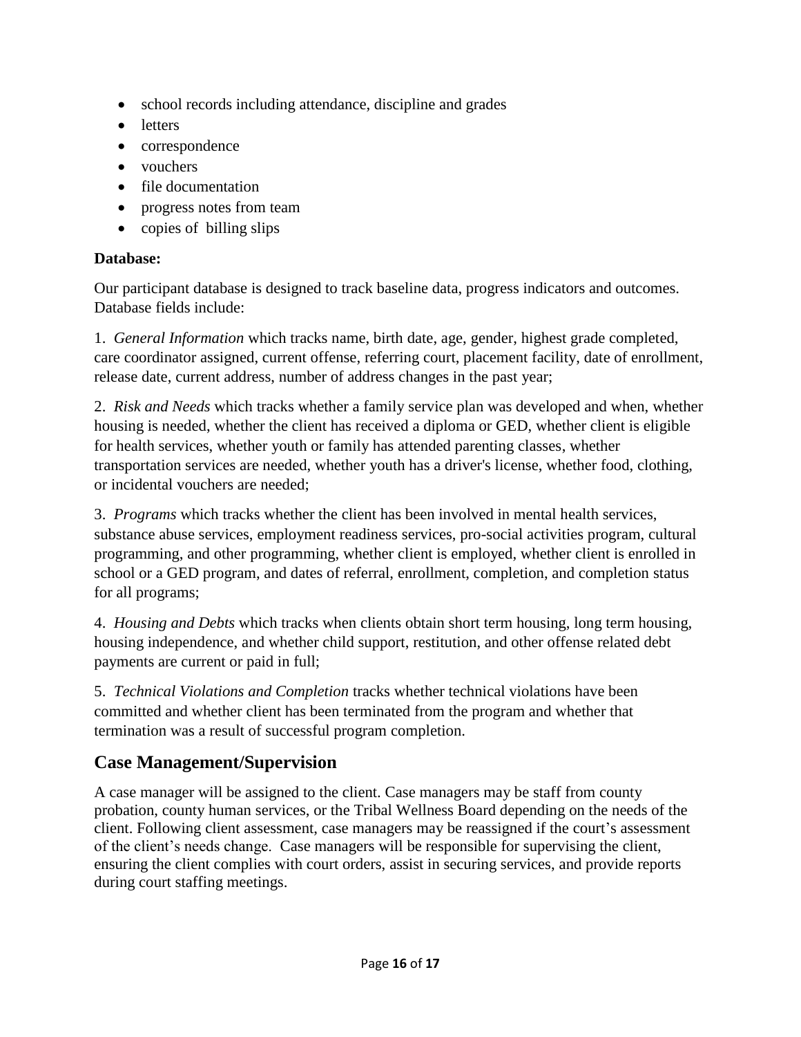- school records including attendance, discipline and grades
- letters
- correspondence
- vouchers
- file documentation
- progress notes from team
- copies of billing slips

**Database:**

Our participant database is designed to track baseline data, progress indicators and outcomes. Database fields include:

1. *General Information* which tracks name, birth date, age, gender, highest grade completed, care coordinator assigned, current offense, referring court, placement facility, date of enrollment, release date, current address, number of address changes in the past year;

2. *Risk and Needs* which tracks whether a family service plan was developed and when, whether housing is needed, whether the client has received a diploma or GED, whether client is eligible for health services, whether youth or family has attended parenting classes, whether transportation services are needed, whether youth has a driver's license, whether food, clothing, or incidental vouchers are needed;

3. *Programs* which tracks whether the client has been involved in mental health services, substance abuse services, employment readiness services, pro-social activities program, cultural programming, and other programming, whether client is employed, whether client is enrolled in school or a GED program, and dates of referral, enrollment, completion, and completion status for all programs;

4. *Housing and Debts* which tracks when clients obtain short term housing, long term housing, housing independence, and whether child support, restitution, and other offense related debt payments are current or paid in full;

5. *Technical Violations and Completion* tracks whether technical violations have been committed and whether client has been terminated from the program and whether that termination was a result of successful program completion.

## Case Management/Supervision

A case manager will be assigned to the client. Case managers may be staff from county probation, county human services, or the Tribal Wellness Board depending on the needs of the client. Following client assessment, case managers may be reassigned if the court's assessment of the client's needs change. Case managers will be responsible for supervising the client, ensuring the client complies with court orders, assist in securing services, and provide reports during court staffing meetings.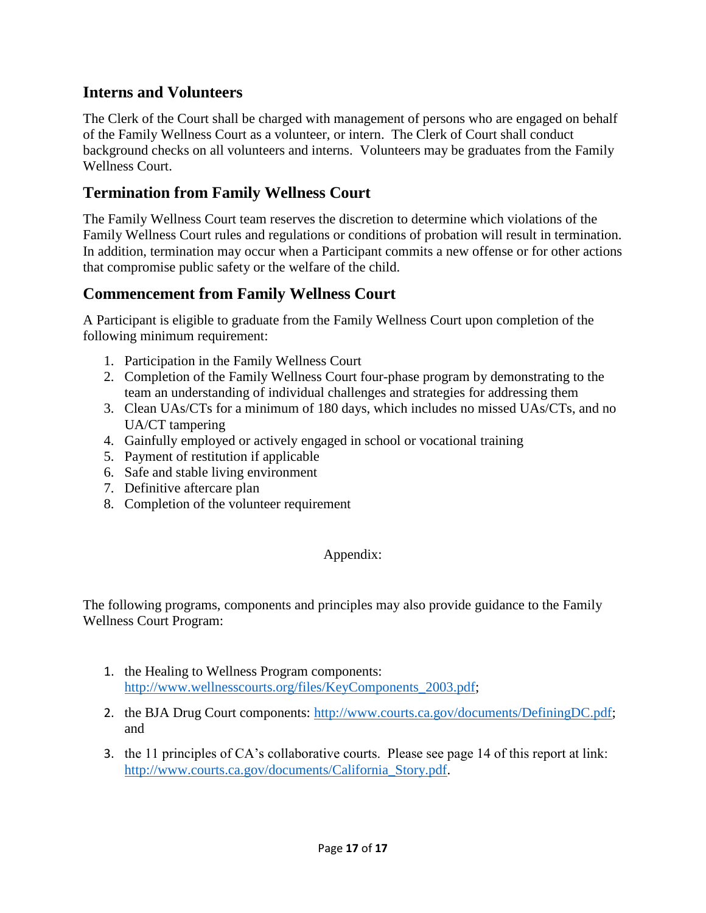## Interns and Volunteers

The Clerk of the Court shall be charged with management of persons who are engaged on behalf of the Family Wellness Court as a volunteer, or intern. The Clerk of Court shall conduct background checks on all volunteers and interns. Volunteers may be graduates from the Family Wellness Court.

## Termination from Family Wellness Court

The Family Wellness Court team reserves the discretion to determine which violations of the Family Wellness Court rules and regulations or conditions of probation will result in termination. In addition, termination may occur when a Participant commits a new offense or for other actions that compromise public safety or the welfare of the child.

## Commencement from Family Wellness Court

A Participant is eligible to graduate from the Family Wellness Court upon completion of the following minimum requirement:

1. Participation in the Family Wellness Court
2. Completion of the Family Wellness Court four-phase program by demonstrating to the team an understanding of individual challenges and strategies for addressing them
3. Clean UAs/CTs for a minimum of 180 days, which includes no missed UAs/CTs, and no UA/CT tampering
4. Gainfully employed or actively engaged in school or vocational training
5. Payment of restitution if applicable
6. Safe and stable living environment
7. Definitive aftercare plan
8. Completion of the volunteer requirement

Appendix:

The following programs, components and principles may also provide guidance to the Family Wellness Court Program:

1. the Healing to Wellness Program components: http://www.wellnesscourts.org/files/KeyComponents_2003.pdf;
2. the BJA Drug Court components: http://www.courts.ca.gov/documents/DefiningDC.pdf; and
3. the 11 principles of CA's collaborative courts. Please see page 14 of this report at link: http://www.courts.ca.gov/documents/California_Story.pdf.